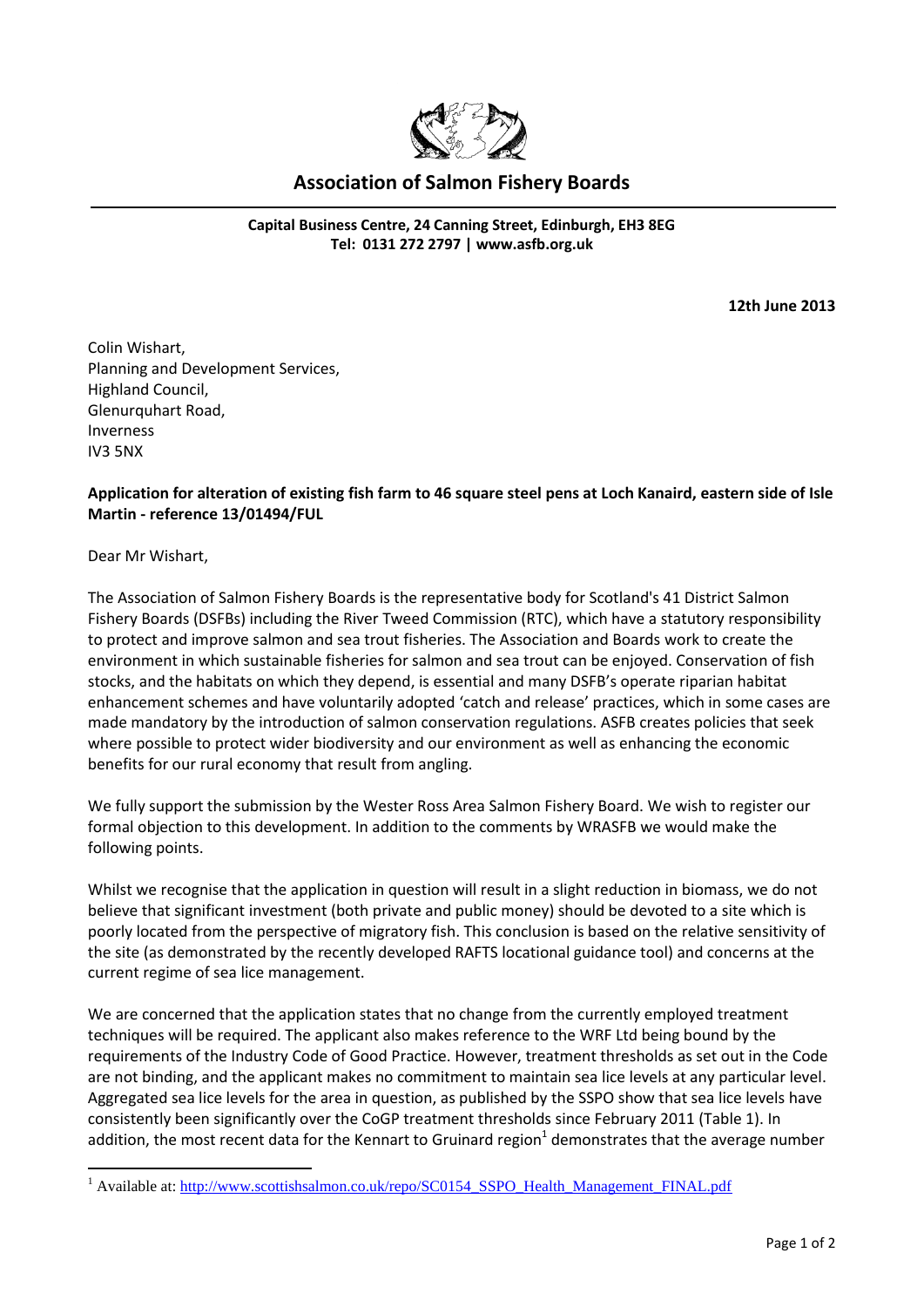# Association of Salmon Fishery Boards

**Capital Business Centre, 24 Canning Street, Edinburgh, EH3 8EG**
**Tel: 0131 272 2797 | www.asfb.org.uk**

**12th June 2013**

Colin Wishart,
Planning and Development Services,
Highland Council,
Glenurquhart Road,
Inverness
IV3 5NX

**Application for alteration of existing fish farm to 46 square steel pens at Loch Kanaird, eastern side of Isle Martin - reference 13/01494/FUL**

Dear Mr Wishart,

The Association of Salmon Fishery Boards is the representative body for Scotland's 41 District Salmon Fishery Boards (DSFBs) including the River Tweed Commission (RTC), which have a statutory responsibility to protect and improve salmon and sea trout fisheries. The Association and Boards work to create the environment in which sustainable fisheries for salmon and sea trout can be enjoyed. Conservation of fish stocks, and the habitats on which they depend, is essential and many DSFB's operate riparian habitat enhancement schemes and have voluntarily adopted 'catch and release' practices, which in some cases are made mandatory by the introduction of salmon conservation regulations. ASFB creates policies that seek where possible to protect wider biodiversity and our environment as well as enhancing the economic benefits for our rural economy that result from angling.

We fully support the submission by the Wester Ross Area Salmon Fishery Board. We wish to register our formal objection to this development. In addition to the comments by WRASFB we would make the following points.

Whilst we recognise that the application in question will result in a slight reduction in biomass, we do not believe that significant investment (both private and public money) should be devoted to a site which is poorly located from the perspective of migratory fish. This conclusion is based on the relative sensitivity of the site (as demonstrated by the recently developed RAFTS locational guidance tool) and concerns at the current regime of sea lice management.

We are concerned that the application states that no change from the currently employed treatment techniques will be required. The applicant also makes reference to the WRF Ltd being bound by the requirements of the Industry Code of Good Practice. However, treatment thresholds as set out in the Code are not binding, and the applicant makes no commitment to maintain sea lice levels at any particular level. Aggregated sea lice levels for the area in question, as published by the SSPO show that sea lice levels have consistently been significantly over the CoGP treatment thresholds since February 2011 (Table 1). In addition, the most recent data for the Kennart to Gruinard region[1] demonstrates that the average number

[1] Available at: http://www.scottishsalmon.co.uk/repo/SC0154_SSPO_Health_Management_FINAL.pdf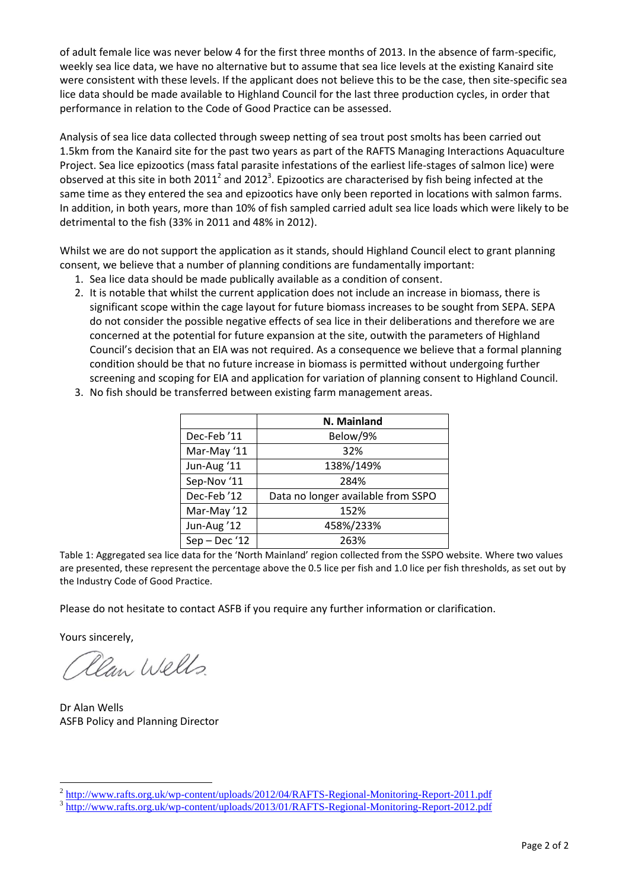of adult female lice was never below 4 for the first three months of 2013. In the absence of farm-specific, weekly sea lice data, we have no alternative but to assume that sea lice levels at the existing Kanaird site were consistent with these levels. If the applicant does not believe this to be the case, then site-specific sea lice data should be made available to Highland Council for the last three production cycles, in order that performance in relation to the Code of Good Practice can be assessed.

Analysis of sea lice data collected through sweep netting of sea trout post smolts has been carried out 1.5km from the Kanaird site for the past two years as part of the RAFTS Managing Interactions Aquaculture Project. Sea lice epizootics (mass fatal parasite infestations of the earliest life-stages of salmon lice) were observed at this site in both 2011[2] and 2012[3]. Epizootics are characterised by fish being infected at the same time as they entered the sea and epizootics have only been reported in locations with salmon farms. In addition, in both years, more than 10% of fish sampled carried adult sea lice loads which were likely to be detrimental to the fish (33% in 2011 and 48% in 2012).

Whilst we are do not support the application as it stands, should Highland Council elect to grant planning consent, we believe that a number of planning conditions are fundamentally important:

1. Sea lice data should be made publically available as a condition of consent.
2. It is notable that whilst the current application does not include an increase in biomass, there is significant scope within the cage layout for future biomass increases to be sought from SEPA. SEPA do not consider the possible negative effects of sea lice in their deliberations and therefore we are concerned at the potential for future expansion at the site, outwith the parameters of Highland Council's decision that an EIA was not required. As a consequence we believe that a formal planning condition should be that no future increase in biomass is permitted without undergoing further screening and scoping for EIA and application for variation of planning consent to Highland Council.
3. No fish should be transferred between existing farm management areas.

| | N. Mainland |
|---|---|
| Dec-Feb '11 | Below/9% |
| Mar-May '11 | 32% |
| Jun-Aug '11 | 138%/149% |
| Sep-Nov '11 | 284% |
| Dec-Feb '12 | Data no longer available from SSPO |
| Mar-May '12 | 152% |
| Jun-Aug '12 | 458%/233% |
| Sep – Dec '12 | 263% |

Table 1: Aggregated sea lice data for the 'North Mainland' region collected from the SSPO website. Where two values are presented, these represent the percentage above the 0.5 lice per fish and 1.0 lice per fish thresholds, as set out by the Industry Code of Good Practice.

Please do not hesitate to contact ASFB if you require any further information or clarification.

Yours sincerely,

Alan Wells

Dr Alan Wells
ASFB Policy and Planning Director

[2] http://www.rafts.org.uk/wp-content/uploads/2012/04/RAFTS-Regional-Monitoring-Report-2011.pdf
[3] http://www.rafts.org.uk/wp-content/uploads/2013/01/RAFTS-Regional-Monitoring-Report-2012.pdf